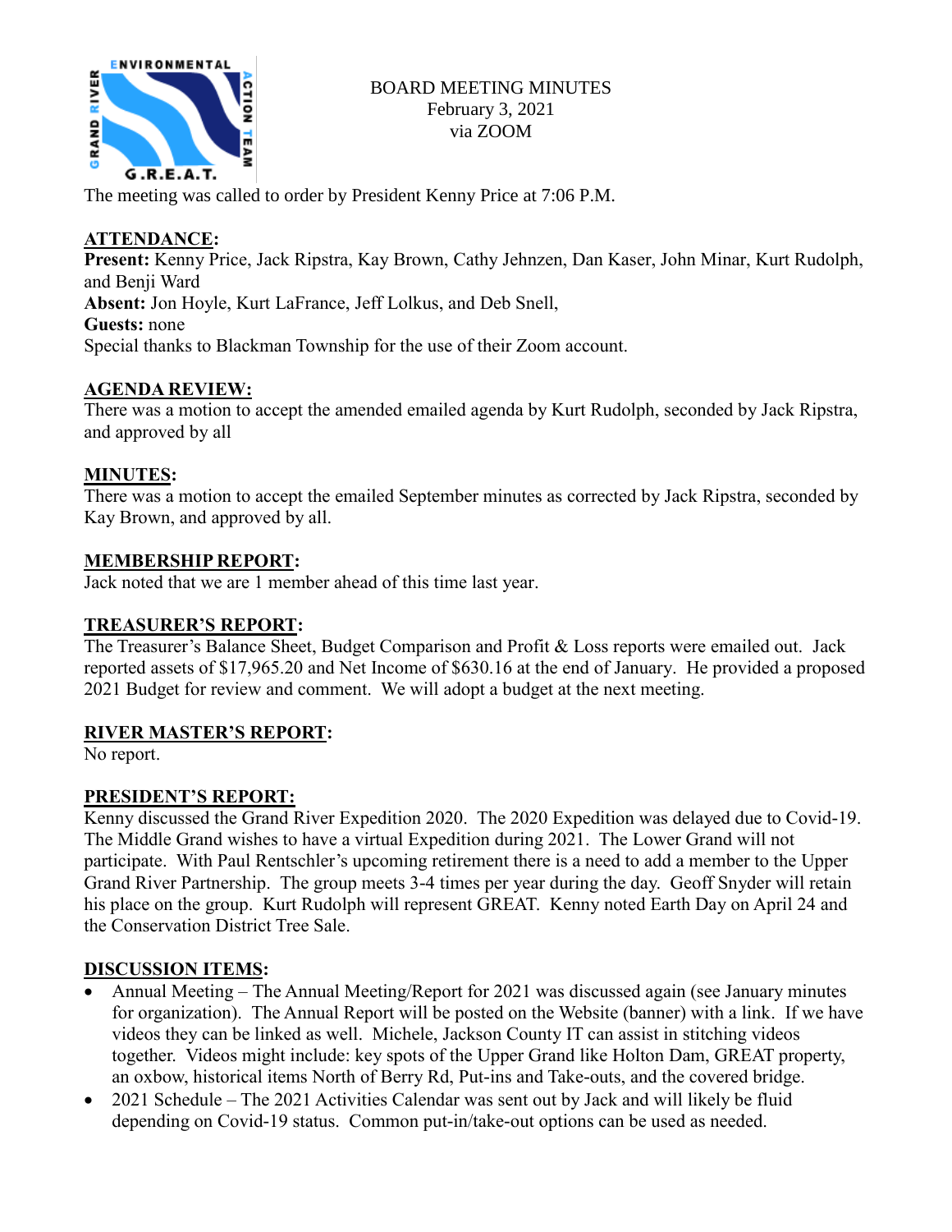# BOARD MEETING MINUTES
February 3, 2021
via ZOOM

The meeting was called to order by President Kenny Price at 7:06 P.M.

## ATTENDANCE:

**Present:** Kenny Price, Jack Ripstra, Kay Brown, Cathy Jehnzen, Dan Kaser, John Minar, Kurt Rudolph, and Benji Ward
**Absent:** Jon Hoyle, Kurt LaFrance, Jeff Lolkus, and Deb Snell,
**Guests:** none
Special thanks to Blackman Township for the use of their Zoom account.

## AGENDA REVIEW:

There was a motion to accept the amended emailed agenda by Kurt Rudolph, seconded by Jack Ripstra, and approved by all

## MINUTES:

There was a motion to accept the emailed September minutes as corrected by Jack Ripstra, seconded by Kay Brown, and approved by all.

## MEMBERSHIP REPORT:

Jack noted that we are 1 member ahead of this time last year.

## TREASURER'S REPORT:

The Treasurer's Balance Sheet, Budget Comparison and Profit & Loss reports were emailed out. Jack reported assets of $17,965.20 and Net Income of $630.16 at the end of January. He provided a proposed 2021 Budget for review and comment. We will adopt a budget at the next meeting.

## RIVER MASTER'S REPORT:

No report.

## PRESIDENT'S REPORT:

Kenny discussed the Grand River Expedition 2020. The 2020 Expedition was delayed due to Covid-19. The Middle Grand wishes to have a virtual Expedition during 2021. The Lower Grand will not participate. With Paul Rentschler's upcoming retirement there is a need to add a member to the Upper Grand River Partnership. The group meets 3-4 times per year during the day. Geoff Snyder will retain his place on the group. Kurt Rudolph will represent GREAT. Kenny noted Earth Day on April 24 and the Conservation District Tree Sale.

## DISCUSSION ITEMS:

- Annual Meeting – The Annual Meeting/Report for 2021 was discussed again (see January minutes for organization). The Annual Report will be posted on the Website (banner) with a link. If we have videos they can be linked as well. Michele, Jackson County IT can assist in stitching videos together. Videos might include: key spots of the Upper Grand like Holton Dam, GREAT property, an oxbow, historical items North of Berry Rd, Put-ins and Take-outs, and the covered bridge.
- 2021 Schedule – The 2021 Activities Calendar was sent out by Jack and will likely be fluid depending on Covid-19 status. Common put-in/take-out options can be used as needed.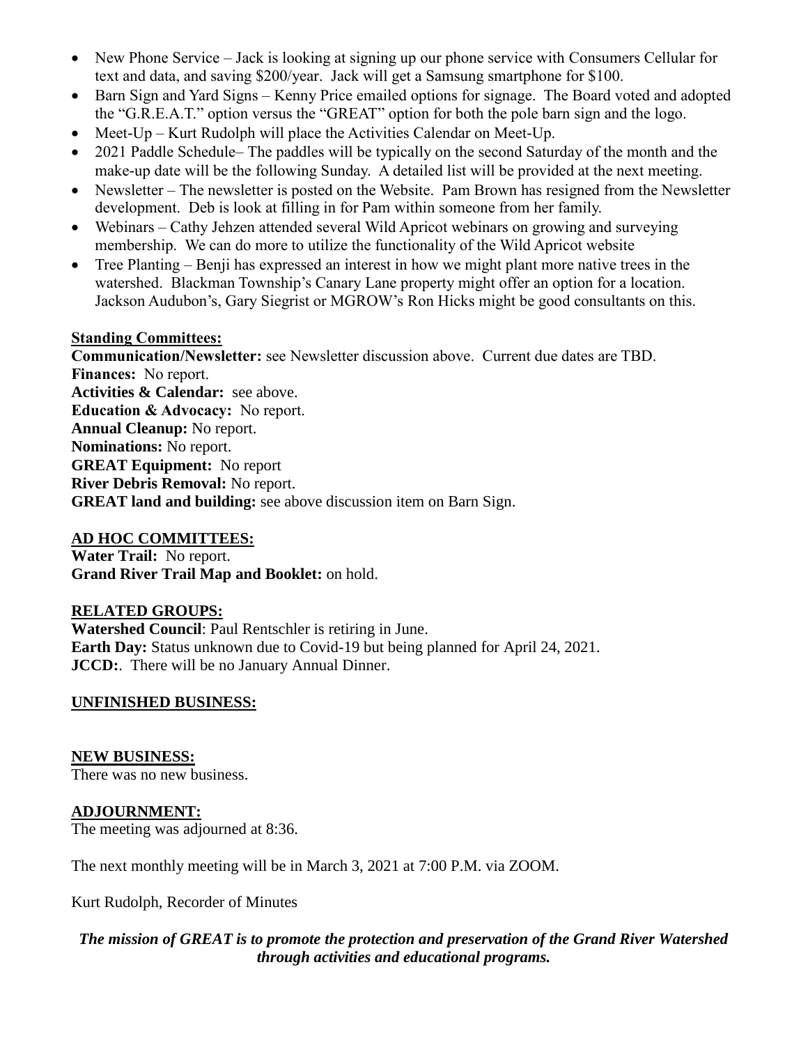- New Phone Service – Jack is looking at signing up our phone service with Consumers Cellular for text and data, and saving $200/year. Jack will get a Samsung smartphone for $100.
- Barn Sign and Yard Signs – Kenny Price emailed options for signage. The Board voted and adopted the "G.R.E.A.T." option versus the "GREAT" option for both the pole barn sign and the logo.
- Meet-Up – Kurt Rudolph will place the Activities Calendar on Meet-Up.
- 2021 Paddle Schedule– The paddles will be typically on the second Saturday of the month and the make-up date will be the following Sunday. A detailed list will be provided at the next meeting.
- Newsletter – The newsletter is posted on the Website. Pam Brown has resigned from the Newsletter development. Deb is look at filling in for Pam within someone from her family.
- Webinars – Cathy Jehzen attended several Wild Apricot webinars on growing and surveying membership. We can do more to utilize the functionality of the Wild Apricot website
- Tree Planting – Benji has expressed an interest in how we might plant more native trees in the watershed. Blackman Township's Canary Lane property might offer an option for a location. Jackson Audubon's, Gary Siegrist or MGROW's Ron Hicks might be good consultants on this.

**Standing Committees:**

**Communication/Newsletter:** see Newsletter discussion above. Current due dates are TBD.
**Finances:** No report.
**Activities & Calendar:** see above.
**Education & Advocacy:** No report.
**Annual Cleanup:** No report.
**Nominations:** No report.
**GREAT Equipment:** No report
**River Debris Removal:** No report.
**GREAT land and building:** see above discussion item on Barn Sign.

**AD HOC COMMITTEES:**

**Water Trail:** No report.
**Grand River Trail Map and Booklet:** on hold.

**RELATED GROUPS:**

**Watershed Council**: Paul Rentschler is retiring in June.
**Earth Day:** Status unknown due to Covid-19 but being planned for April 24, 2021.
**JCCD:**. There will be no January Annual Dinner.

**UNFINISHED BUSINESS:**

**NEW BUSINESS:**

There was no new business.

**ADJOURNMENT:**

The meeting was adjourned at 8:36.

The next monthly meeting will be in March 3, 2021 at 7:00 P.M. via ZOOM.

Kurt Rudolph, Recorder of Minutes

***The mission of GREAT is to promote the protection and preservation of the Grand River Watershed through activities and educational programs.***